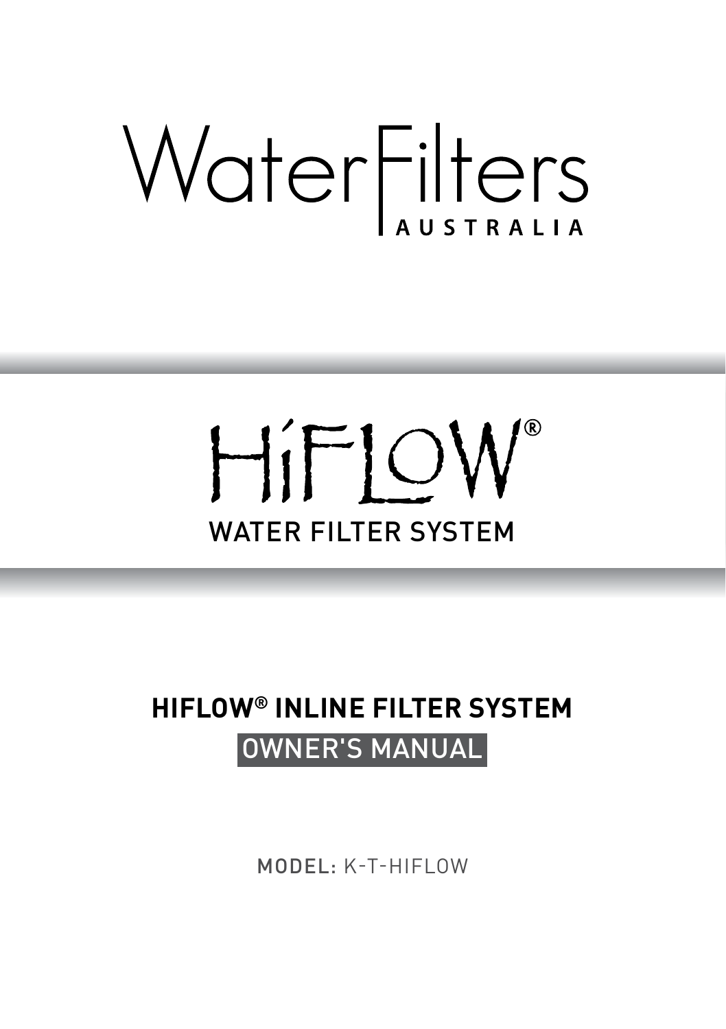# WaterFilters AUSTRALIA

# HiFLOW®

WATER FILTER SYSTEM

## HIFLOW® INLINE FILTER SYSTEM

OWNER'S MANUAL

MODEL: K-T-HIFLOW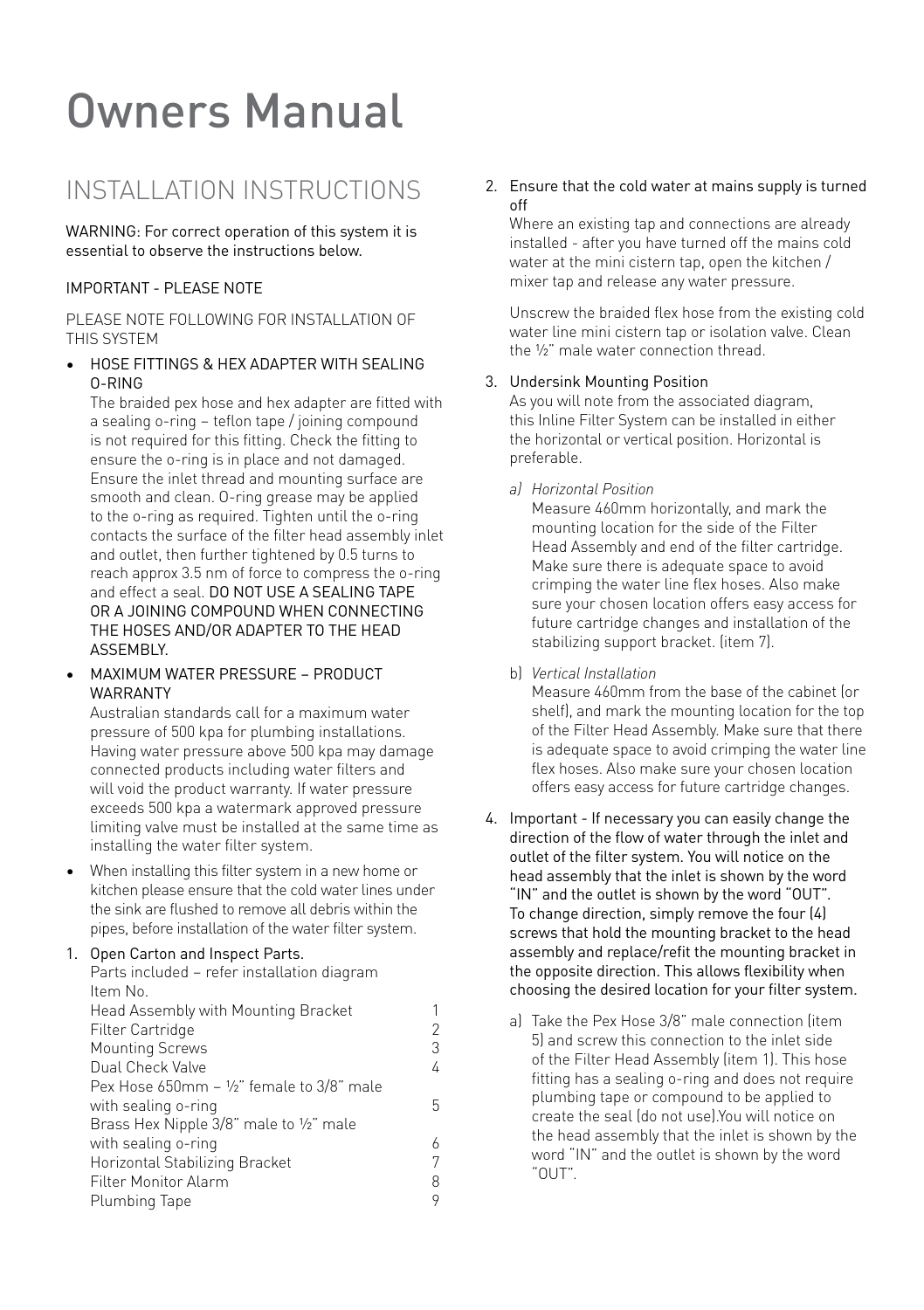# Owners Manual

## INSTALLATION INSTRUCTIONS

WARNING: For correct operation of this system it is essential to observe the instructions below.

IMPORTANT - PLEASE NOTE

PLEASE NOTE FOLLOWING FOR INSTALLATION OF THIS SYSTEM

- HOSE FITTINGS & HEX ADAPTER WITH SEALING O-RING

  The braided pex hose and hex adapter are fitted with a sealing o-ring – teflon tape / joining compound is not required for this fitting. Check the fitting to ensure the o-ring is in place and not damaged. Ensure the inlet thread and mounting surface are smooth and clean. O-ring grease may be applied to the o-ring as required. Tighten until the o-ring contacts the surface of the filter head assembly inlet and outlet, then further tightened by 0.5 turns to reach approx 3.5 nm of force to compress the o-ring and effect a seal. DO NOT USE A SEALING TAPE OR A JOINING COMPOUND WHEN CONNECTING THE HOSES AND/OR ADAPTER TO THE HEAD ASSEMBLY.

- MAXIMUM WATER PRESSURE – PRODUCT WARRANTY

  Australian standards call for a maximum water pressure of 500 kpa for plumbing installations. Having water pressure above 500 kpa may damage connected products including water filters and will void the product warranty. If water pressure exceeds 500 kpa a watermark approved pressure limiting valve must be installed at the same time as installing the water filter system.

- When installing this filter system in a new home or kitchen please ensure that the cold water lines under the sink are flushed to remove all debris within the pipes, before installation of the water filter system.

1. Open Carton and Inspect Parts.

   Parts included – refer installation diagram

| Item No. | |
|---|---|
| Head Assembly with Mounting Bracket | 1 |
| Filter Cartridge | 2 |
| Mounting Screws | 3 |
| Dual Check Valve | 4 |
| Pex Hose 650mm – ½" female to 3/8" male with sealing o-ring | 5 |
| Brass Hex Nipple 3/8" male to ½" male with sealing o-ring | 6 |
| Horizontal Stabilizing Bracket | 7 |
| Filter Monitor Alarm | 8 |
| Plumbing Tape | 9 |

2. Ensure that the cold water at mains supply is turned off

   Where an existing tap and connections are already installed - after you have turned off the mains cold water at the mini cistern tap, open the kitchen / mixer tap and release any water pressure.

   Unscrew the braided flex hose from the existing cold water line mini cistern tap or isolation valve. Clean the ½" male water connection thread.

3. Undersink Mounting Position

   As you will note from the associated diagram, this Inline Filter System can be installed in either the horizontal or vertical position. Horizontal is preferable.

   a) *Horizontal Position*

      Measure 460mm horizontally, and mark the mounting location for the side of the Filter Head Assembly and end of the filter cartridge. Make sure there is adequate space to avoid crimping the water line flex hoses. Also make sure your chosen location offers easy access for future cartridge changes and installation of the stabilizing support bracket. (item 7).

   b) *Vertical Installation*

      Measure 460mm from the base of the cabinet (or shelf), and mark the mounting location for the top of the Filter Head Assembly. Make sure that there is adequate space to avoid crimping the water line flex hoses. Also make sure your chosen location offers easy access for future cartridge changes.

4. Important - If necessary you can easily change the direction of the flow of water through the inlet and outlet of the filter system. You will notice on the head assembly that the inlet is shown by the word "IN" and the outlet is shown by the word "OUT". To change direction, simply remove the four (4) screws that hold the mounting bracket to the head assembly and replace/refit the mounting bracket in the opposite direction. This allows flexibility when choosing the desired location for your filter system.

   a) Take the Pex Hose 3/8" male connection (item 5) and screw this connection to the inlet side of the Filter Head Assembly (item 1). This hose fitting has a sealing o-ring and does not require plumbing tape or compound to be applied to create the seal (do not use).You will notice on the head assembly that the inlet is shown by the word "IN" and the outlet is shown by the word "OUT".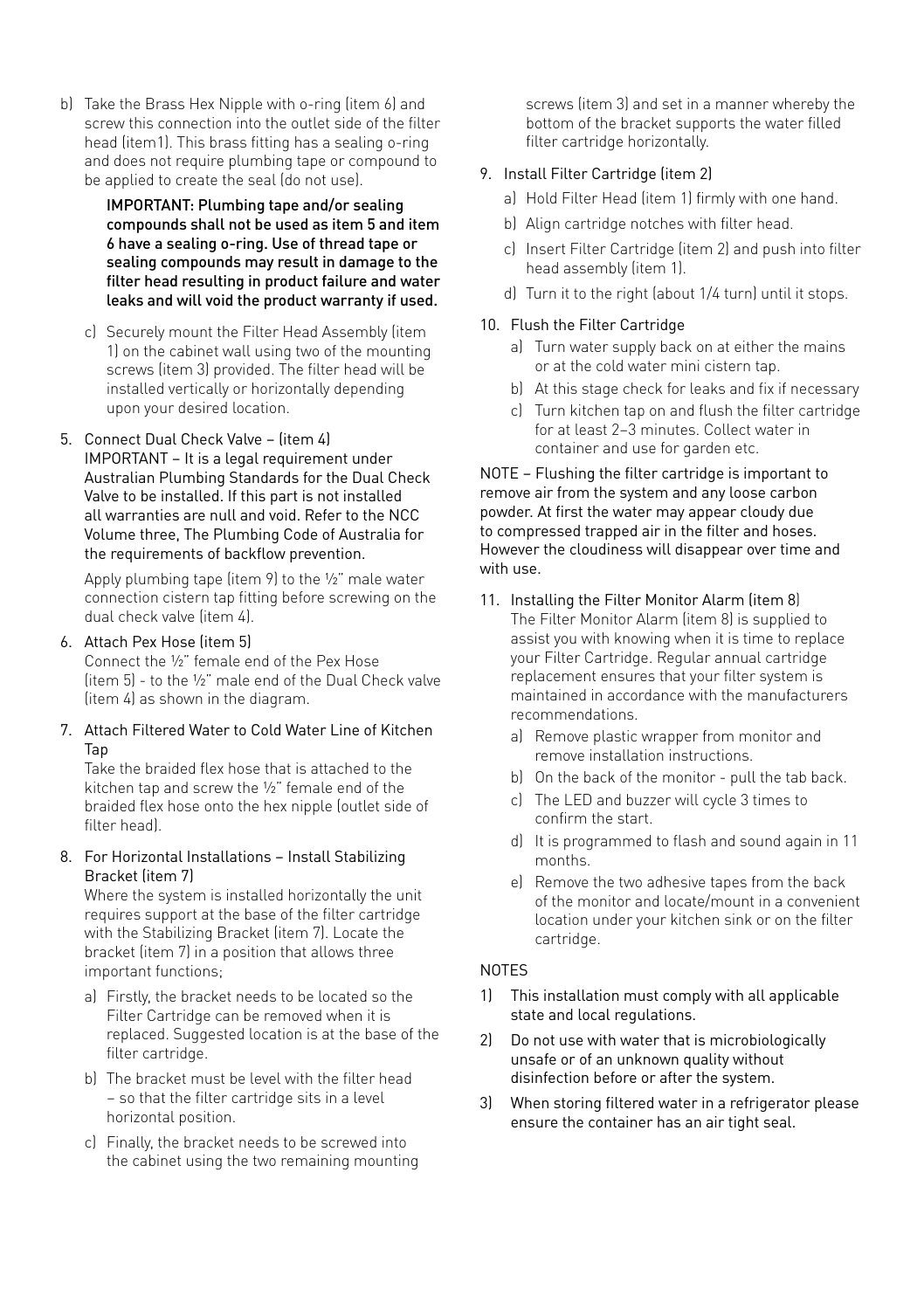b) Take the Brass Hex Nipple with o-ring (item 6) and screw this connection into the outlet side of the filter head (item1). This brass fitting has a sealing o-ring and does not require plumbing tape or compound to be applied to create the seal (do not use).

   **IMPORTANT: Plumbing tape and/or sealing compounds shall not be used as item 5 and item 6 have a sealing o-ring. Use of thread tape or sealing compounds may result in damage to the filter head resulting in product failure and water leaks and will void the product warranty if used.**

c) Securely mount the Filter Head Assembly (item 1) on the cabinet wall using two of the mounting screws (item 3) provided. The filter head will be installed vertically or horizontally depending upon your desired location.

5. Connect Dual Check Valve – (item 4)
   IMPORTANT – It is a legal requirement under Australian Plumbing Standards for the Dual Check Valve to be installed. If this part is not installed all warranties are null and void. Refer to the NCC Volume three, The Plumbing Code of Australia for the requirements of backflow prevention.

   Apply plumbing tape (item 9) to the ½" male water connection cistern tap fitting before screwing on the dual check valve (item 4).

6. Attach Pex Hose (item 5)
   Connect the ½" female end of the Pex Hose (item 5) - to the ½" male end of the Dual Check valve (item 4) as shown in the diagram.

7. Attach Filtered Water to Cold Water Line of Kitchen Tap
   Take the braided flex hose that is attached to the kitchen tap and screw the ½" female end of the braided flex hose onto the hex nipple (outlet side of filter head).

8. For Horizontal Installations – Install Stabilizing Bracket (item 7)
   Where the system is installed horizontally the unit requires support at the base of the filter cartridge with the Stabilizing Bracket (item 7). Locate the bracket (item 7) in a position that allows three important functions;

   a) Firstly, the bracket needs to be located so the Filter Cartridge can be removed when it is replaced. Suggested location is at the base of the filter cartridge.
   b) The bracket must be level with the filter head – so that the filter cartridge sits in a level horizontal position.
   c) Finally, the bracket needs to be screwed into the cabinet using the two remaining mounting screws (item 3) and set in a manner whereby the bottom of the bracket supports the water filled filter cartridge horizontally.

9. Install Filter Cartridge (item 2)
   a) Hold Filter Head (item 1) firmly with one hand.
   b) Align cartridge notches with filter head.
   c) Insert Filter Cartridge (item 2) and push into filter head assembly (item 1).
   d) Turn it to the right (about 1/4 turn) until it stops.

10. Flush the Filter Cartridge
    a) Turn water supply back on at either the mains or at the cold water mini cistern tap.
    b) At this stage check for leaks and fix if necessary
    c) Turn kitchen tap on and flush the filter cartridge for at least 2–3 minutes. Collect water in container and use for garden etc.

NOTE – Flushing the filter cartridge is important to remove air from the system and any loose carbon powder. At first the water may appear cloudy due to compressed trapped air in the filter and hoses. However the cloudiness will disappear over time and with use.

11. Installing the Filter Monitor Alarm (item 8)
    The Filter Monitor Alarm (item 8) is supplied to assist you with knowing when it is time to replace your Filter Cartridge. Regular annual cartridge replacement ensures that your filter system is maintained in accordance with the manufacturers recommendations.
    a) Remove plastic wrapper from monitor and remove installation instructions.
    b) On the back of the monitor - pull the tab back.
    c) The LED and buzzer will cycle 3 times to confirm the start.
    d) It is programmed to flash and sound again in 11 months.
    e) Remove the two adhesive tapes from the back of the monitor and locate/mount in a convenient location under your kitchen sink or on the filter cartridge.

NOTES

1) This installation must comply with all applicable state and local regulations.
2) Do not use with water that is microbiologically unsafe or of an unknown quality without disinfection before or after the system.
3) When storing filtered water in a refrigerator please ensure the container has an air tight seal.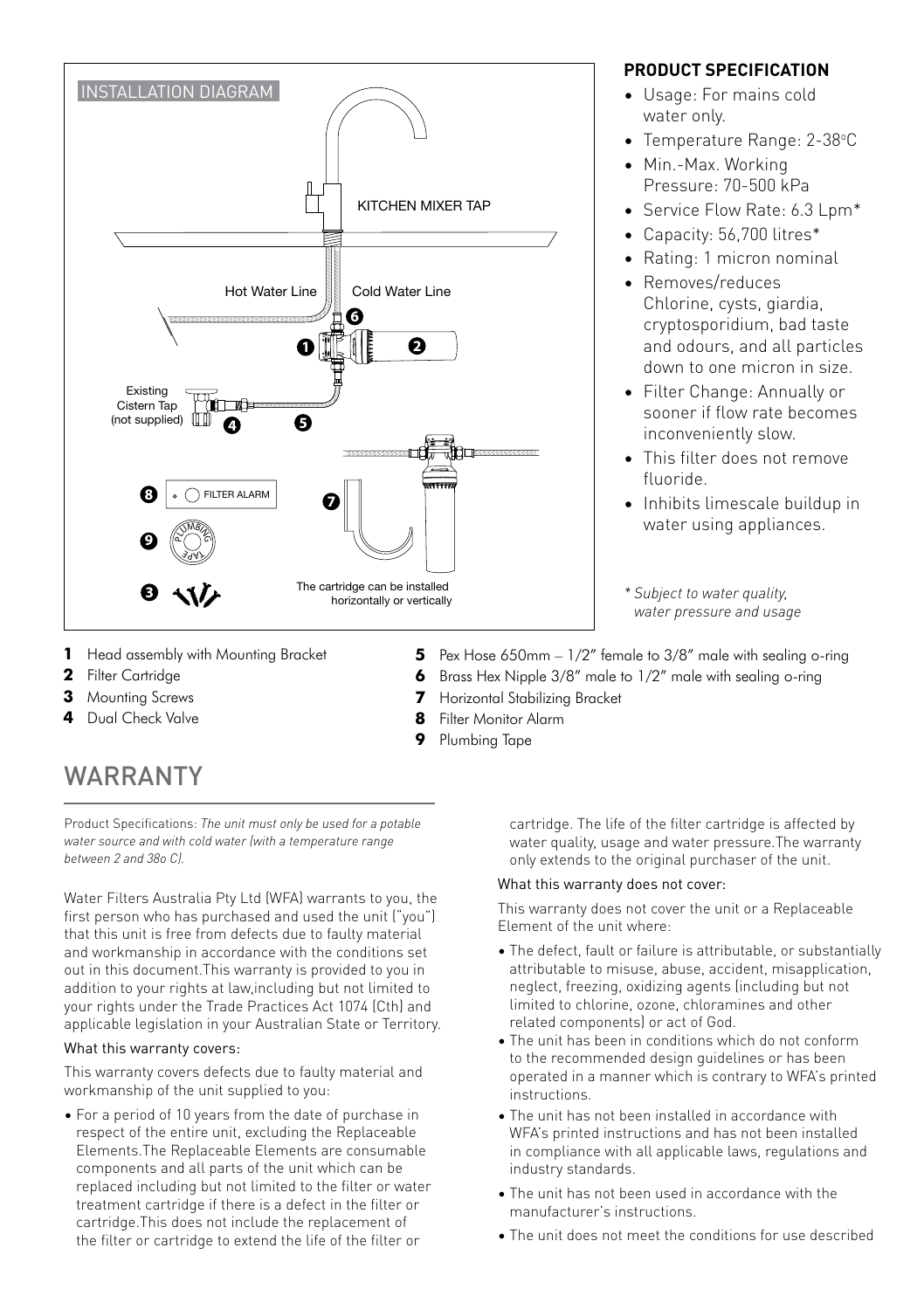## INSTALLATION DIAGRAM

KITCHEN MIXER TAP

Hot Water Line

Cold Water Line

Existing Cistern Tap (not supplied)

FILTER ALARM

The cartridge can be installed horizontally or vertically

**PRODUCT SPECIFICATION**

- Usage: For mains cold water only.
- Temperature Range: 2-38°C
- Min.-Max. Working Pressure: 70-500 kPa
- Service Flow Rate: 6.3 Lpm*
- Capacity: 56,700 litres*
- Rating: 1 micron nominal
- Removes/reduces Chlorine, cysts, giardia, cryptosporidium, bad taste and odours, and all particles down to one micron in size.
- Filter Change: Annually or sooner if flow rate becomes inconveniently slow.
- This filter does not remove fluoride.
- Inhibits limescale buildup in water using appliances.

*\* Subject to water quality, water pressure and usage*

1. Head assembly with Mounting Bracket
2. Filter Cartridge
3. Mounting Screws
4. Dual Check Valve
5. Pex Hose 650mm – 1/2" female to 3/8" male with sealing o-ring
6. Brass Hex Nipple 3/8" male to 1/2" male with sealing o-ring
7. Horizontal Stabilizing Bracket
8. Filter Monitor Alarm
9. Plumbing Tape

# WARRANTY

Product Specifications: *The unit must only be used for a potable water source and with cold water (with a temperature range between 2 and 38o C).*

Water Filters Australia Pty Ltd (WFA) warrants to you, the first person who has purchased and used the unit ("you") that this unit is free from defects due to faulty material and workmanship in accordance with the conditions set out in this document.This warranty is provided to you in addition to your rights at law,including but not limited to your rights under the Trade Practices Act 1074 (Cth) and applicable legislation in your Australian State or Territory.

What this warranty covers:

This warranty covers defects due to faulty material and workmanship of the unit supplied to you:

- For a period of 10 years from the date of purchase in respect of the entire unit, excluding the Replaceable Elements.The Replaceable Elements are consumable components and all parts of the unit which can be replaced including but not limited to the filter or water treatment cartridge if there is a defect in the filter or cartridge.This does not include the replacement of the filter or cartridge to extend the life of the filter or cartridge. The life of the filter cartridge is affected by water quality, usage and water pressure.The warranty only extends to the original purchaser of the unit.

What this warranty does not cover:

This warranty does not cover the unit or a Replaceable Element of the unit where:

- The defect, fault or failure is attributable, or substantially attributable to misuse, abuse, accident, misapplication, neglect, freezing, oxidizing agents (including but not limited to chlorine, ozone, chloramines and other related components) or act of God.
- The unit has been in conditions which do not conform to the recommended design guidelines or has been operated in a manner which is contrary to WFA's printed instructions.
- The unit has not been installed in accordance with WFA's printed instructions and has not been installed in compliance with all applicable laws, regulations and industry standards.
- The unit has not been used in accordance with the manufacturer's instructions.
- The unit does not meet the conditions for use described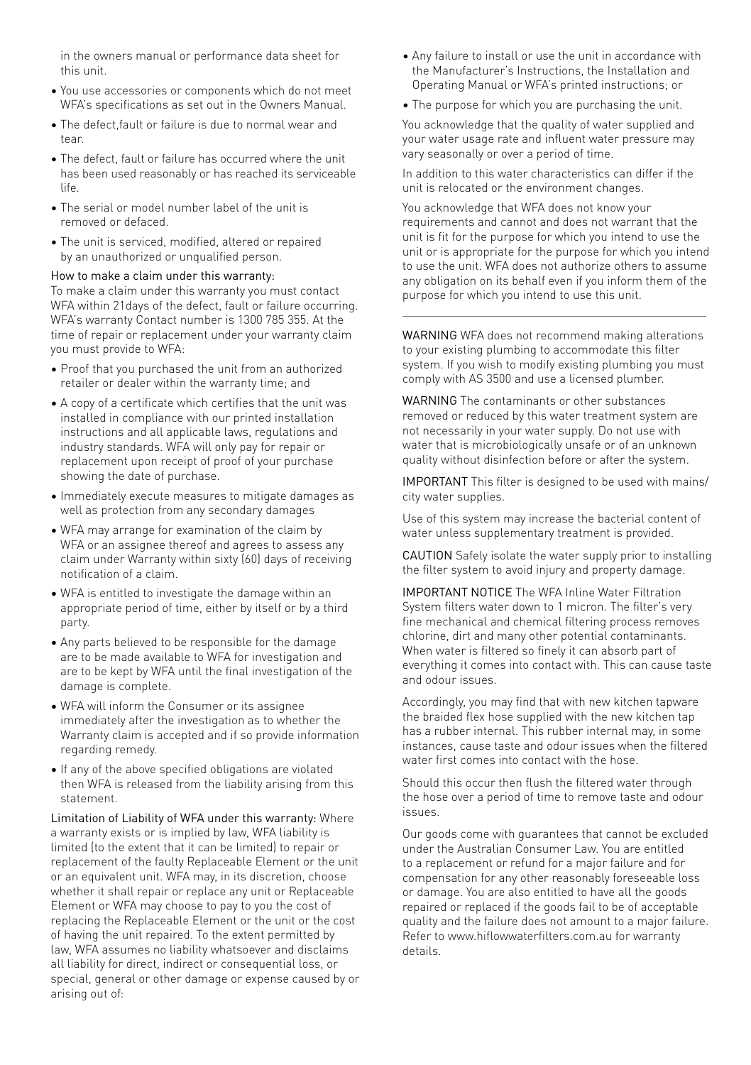in the owners manual or performance data sheet for this unit.

- You use accessories or components which do not meet WFA's specifications as set out in the Owners Manual.
- The defect,fault or failure is due to normal wear and tear.
- The defect, fault or failure has occurred where the unit has been used reasonably or has reached its serviceable life.
- The serial or model number label of the unit is removed or defaced.
- The unit is serviced, modified, altered or repaired by an unauthorized or unqualified person.

How to make a claim under this warranty:
To make a claim under this warranty you must contact WFA within 21days of the defect, fault or failure occurring. WFA's warranty Contact number is 1300 785 355. At the time of repair or replacement under your warranty claim you must provide to WFA:

- Proof that you purchased the unit from an authorized retailer or dealer within the warranty time; and
- A copy of a certificate which certifies that the unit was installed in compliance with our printed installation instructions and all applicable laws, regulations and industry standards. WFA will only pay for repair or replacement upon receipt of proof of your purchase showing the date of purchase.
- Immediately execute measures to mitigate damages as well as protection from any secondary damages
- WFA may arrange for examination of the claim by WFA or an assignee thereof and agrees to assess any claim under Warranty within sixty (60) days of receiving notification of a claim.
- WFA is entitled to investigate the damage within an appropriate period of time, either by itself or by a third party.
- Any parts believed to be responsible for the damage are to be made available to WFA for investigation and are to be kept by WFA until the final investigation of the damage is complete.
- WFA will inform the Consumer or its assignee immediately after the investigation as to whether the Warranty claim is accepted and if so provide information regarding remedy.
- If any of the above specified obligations are violated then WFA is released from the liability arising from this statement.

Limitation of Liability of WFA under this warranty: Where a warranty exists or is implied by law, WFA liability is limited (to the extent that it can be limited) to repair or replacement of the faulty Replaceable Element or the unit or an equivalent unit. WFA may, in its discretion, choose whether it shall repair or replace any unit or Replaceable Element or WFA may choose to pay to you the cost of replacing the Replaceable Element or the unit or the cost of having the unit repaired. To the extent permitted by law, WFA assumes no liability whatsoever and disclaims all liability for direct, indirect or consequential loss, or special, general or other damage or expense caused by or arising out of:

- Any failure to install or use the unit in accordance with the Manufacturer's Instructions, the Installation and Operating Manual or WFA's printed instructions; or
- The purpose for which you are purchasing the unit.

You acknowledge that the quality of water supplied and your water usage rate and influent water pressure may vary seasonally or over a period of time.

In addition to this water characteristics can differ if the unit is relocated or the environment changes.

You acknowledge that WFA does not know your requirements and cannot and does not warrant that the unit is fit for the purpose for which you intend to use the unit or is appropriate for the purpose for which you intend to use the unit. WFA does not authorize others to assume any obligation on its behalf even if you inform them of the purpose for which you intend to use this unit.

---

WARNING WFA does not recommend making alterations to your existing plumbing to accommodate this filter system. If you wish to modify existing plumbing you must comply with AS 3500 and use a licensed plumber.

WARNING The contaminants or other substances removed or reduced by this water treatment system are not necessarily in your water supply. Do not use with water that is microbiologically unsafe or of an unknown quality without disinfection before or after the system.

IMPORTANT This filter is designed to be used with mains/ city water supplies.

Use of this system may increase the bacterial content of water unless supplementary treatment is provided.

CAUTION Safely isolate the water supply prior to installing the filter system to avoid injury and property damage.

IMPORTANT NOTICE The WFA Inline Water Filtration System filters water down to 1 micron. The filter's very fine mechanical and chemical filtering process removes chlorine, dirt and many other potential contaminants. When water is filtered so finely it can absorb part of everything it comes into contact with. This can cause taste and odour issues.

Accordingly, you may find that with new kitchen tapware the braided flex hose supplied with the new kitchen tap has a rubber internal. This rubber internal may, in some instances, cause taste and odour issues when the filtered water first comes into contact with the hose.

Should this occur then flush the filtered water through the hose over a period of time to remove taste and odour issues.

Our goods come with guarantees that cannot be excluded under the Australian Consumer Law. You are entitled to a replacement or refund for a major failure and for compensation for any other reasonably foreseeable loss or damage. You are also entitled to have all the goods repaired or replaced if the goods fail to be of acceptable quality and the failure does not amount to a major failure. Refer to www.hiflowwaterfilters.com.au for warranty details.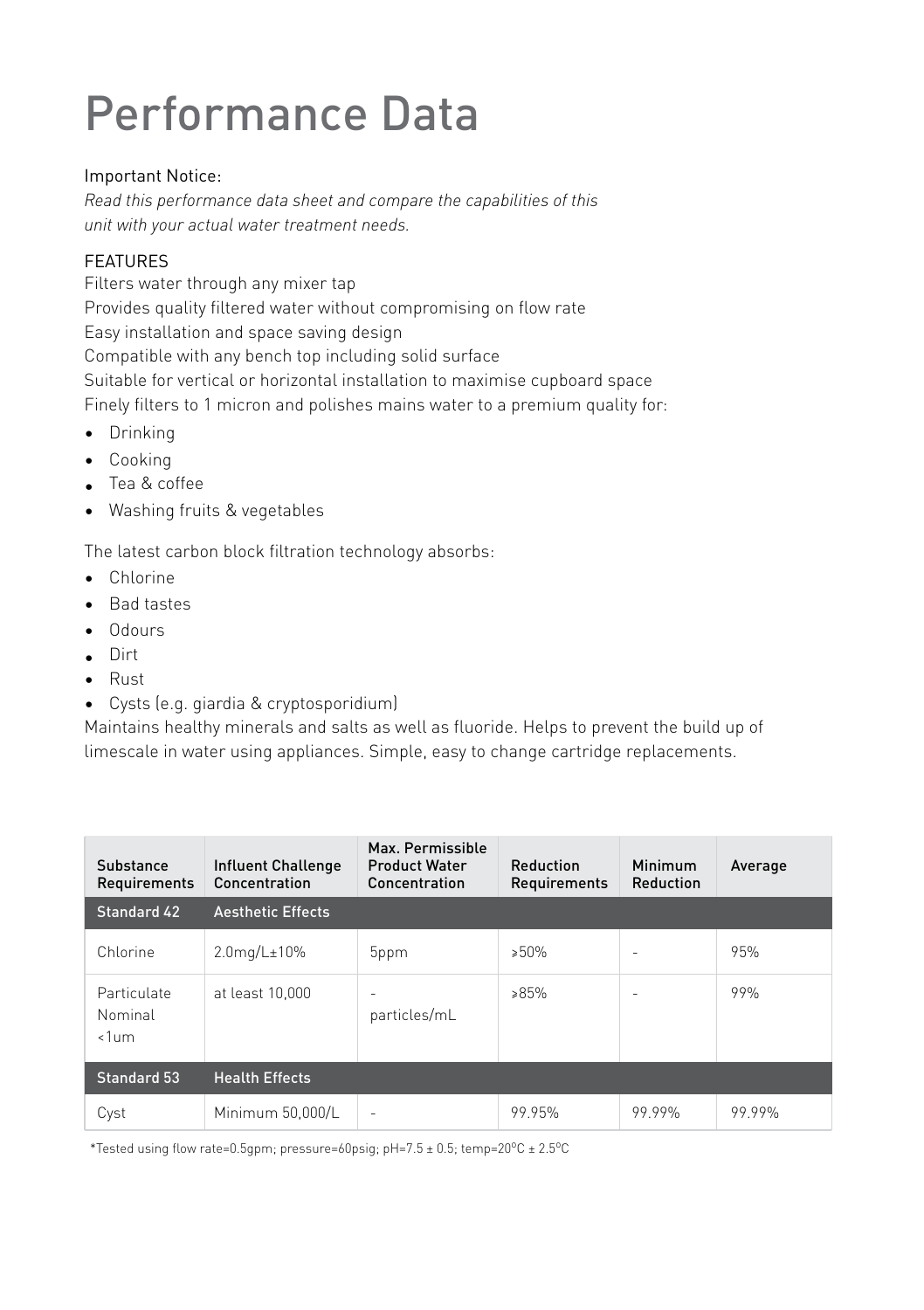# Performance Data

Important Notice:

*Read this performance data sheet and compare the capabilities of this unit with your actual water treatment needs.*

FEATURES

Filters water through any mixer tap

Provides quality filtered water without compromising on flow rate

Easy installation and space saving design

Compatible with any bench top including solid surface

Suitable for vertical or horizontal installation to maximise cupboard space

Finely filters to 1 micron and polishes mains water to a premium quality for:

- Drinking
- Cooking
- Tea & coffee
- Washing fruits & vegetables

The latest carbon block filtration technology absorbs:

- Chlorine
- Bad tastes
- Odours
- Dirt
- Rust
- Cysts (e.g. giardia & cryptosporidium)

Maintains healthy minerals and salts as well as fluoride. Helps to prevent the build up of limescale in water using appliances. Simple, easy to change cartridge replacements.

| Substance Requirements | Influent Challenge Concentration | Max. Permissible Product Water Concentration | Reduction Requirements | Minimum Reduction | Average |
|---|---|---|---|---|---|
| **Standard 42** | **Aesthetic Effects** | | | | |
| Chlorine | 2.0mg/L±10% | 5ppm | ≥50% | - | 95% |
| Particulate Nominal <1um | at least 10,000 | - particles/mL | ≥85% | - | 99% |
| **Standard 53** | **Health Effects** | | | | |
| Cyst | Minimum 50,000/L | - | 99.95% | 99.99% | 99.99% |

*Tested using flow rate=0.5gpm; pressure=60psig; pH=7.5 ± 0.5; temp=20°C ± 2.5°C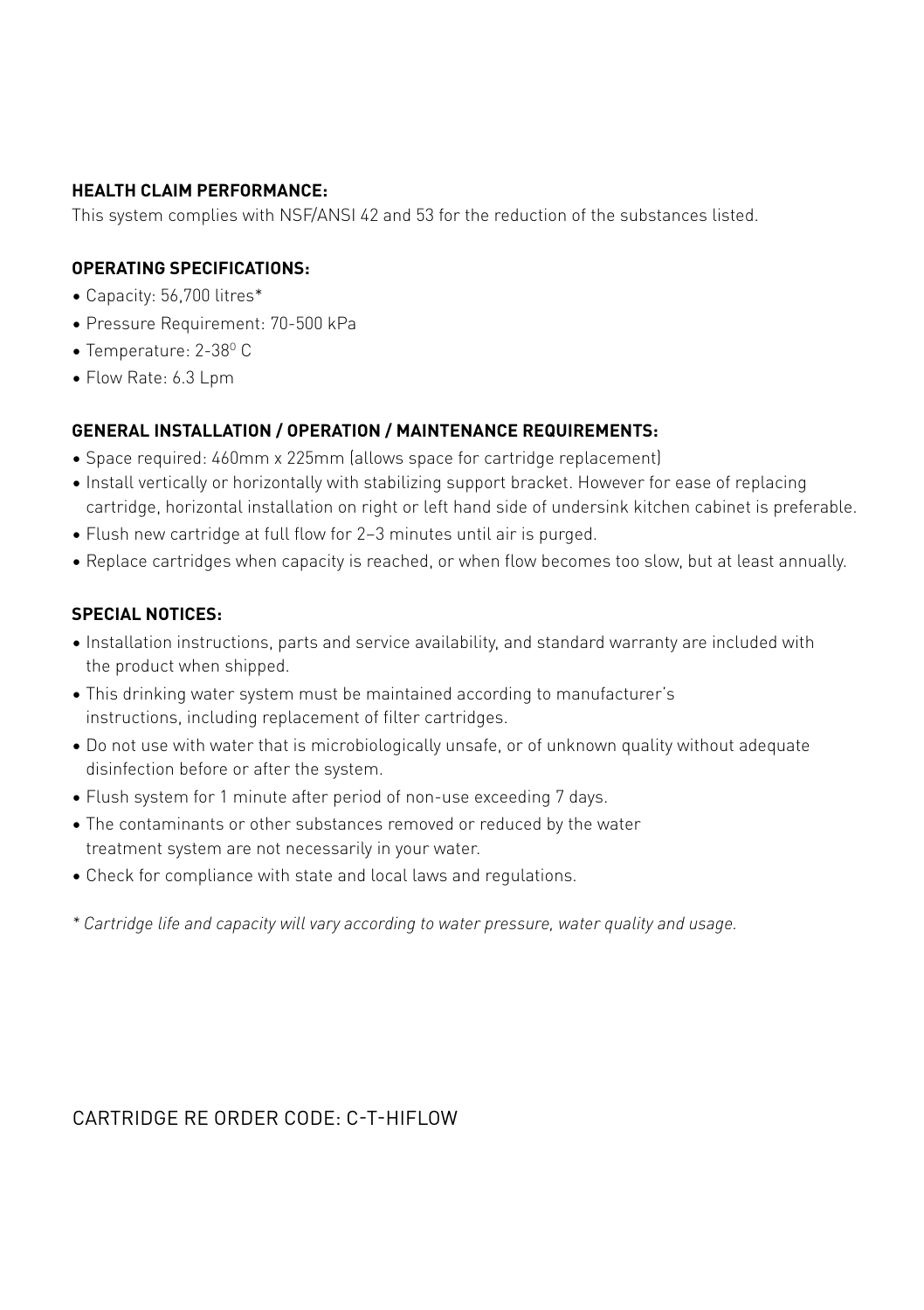**HEALTH CLAIM PERFORMANCE:**

This system complies with NSF/ANSI 42 and 53 for the reduction of the substances listed.

**OPERATING SPECIFICATIONS:**

- Capacity: 56,700 litres*
- Pressure Requirement: 70-500 kPa
- Temperature: 2-38$^0$ C
- Flow Rate: 6.3 Lpm

**GENERAL INSTALLATION / OPERATION / MAINTENANCE REQUIREMENTS:**

- Space required: 460mm x 225mm (allows space for cartridge replacement)
- Install vertically or horizontally with stabilizing support bracket. However for ease of replacing cartridge, horizontal installation on right or left hand side of undersink kitchen cabinet is preferable.
- Flush new cartridge at full flow for 2–3 minutes until air is purged.
- Replace cartridges when capacity is reached, or when flow becomes too slow, but at least annually.

**SPECIAL NOTICES:**

- Installation instructions, parts and service availability, and standard warranty are included with the product when shipped.
- This drinking water system must be maintained according to manufacturer's instructions, including replacement of filter cartridges.
- Do not use with water that is microbiologically unsafe, or of unknown quality without adequate disinfection before or after the system.
- Flush system for 1 minute after period of non-use exceeding 7 days.
- The contaminants or other substances removed or reduced by the water treatment system are not necessarily in your water.
- Check for compliance with state and local laws and regulations.

*\* Cartridge life and capacity will vary according to water pressure, water quality and usage.*

CARTRIDGE RE ORDER CODE: C-T-HIFLOW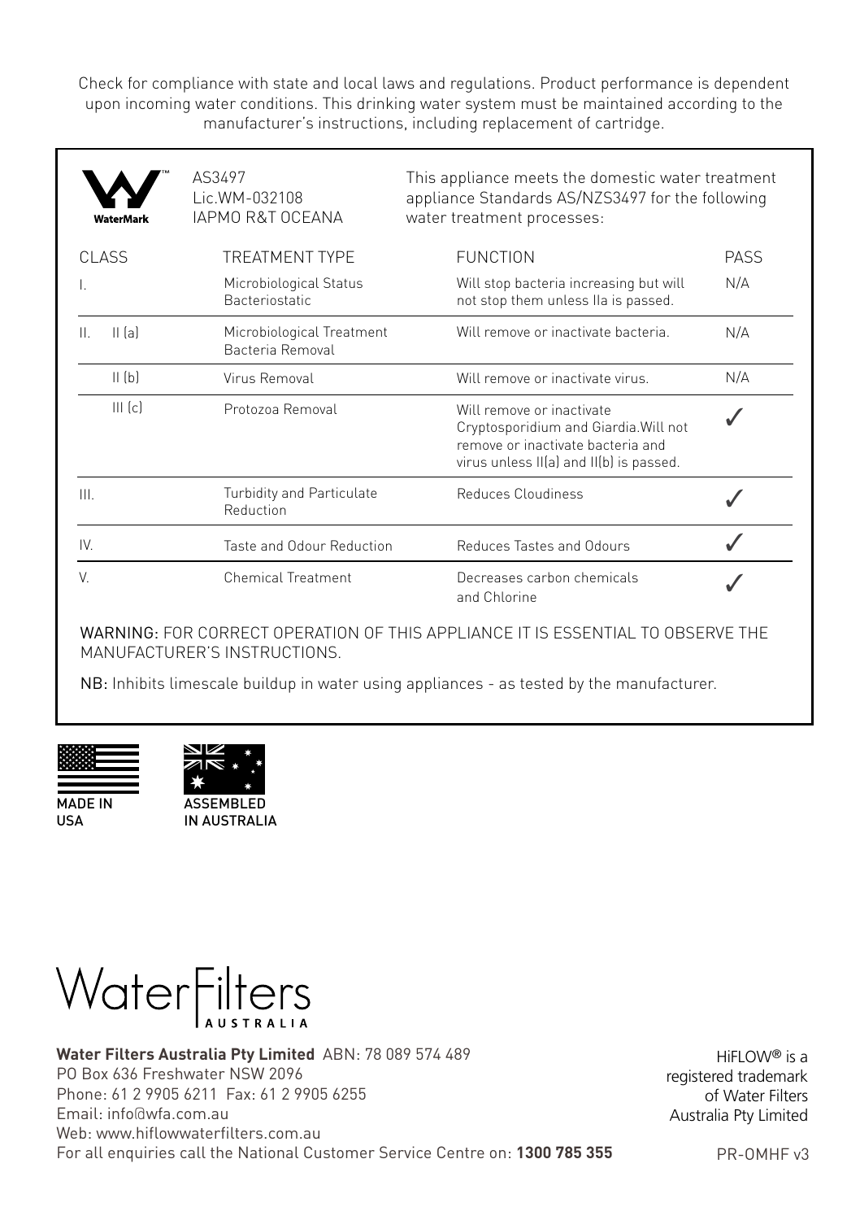Check for compliance with state and local laws and regulations. Product performance is dependent upon incoming water conditions. This drinking water system must be maintained according to the manufacturer's instructions, including replacement of cartridge.

WaterMark™

AS3497
Lic.WM-032108
IAPMO R&T OCEANA

This appliance meets the domestic water treatment appliance Standards AS/NZS3497 for the following water treatment processes:

| CLASS | | TREATMENT TYPE | FUNCTION | PASS |
|---|---|---|---|---|
| I. | | Microbiological Status Bacteriostatic | Will stop bacteria increasing but will not stop them unless IIa is passed. | N/A |
| II. | II (a) | Microbiological Treatment Bacteria Removal | Will remove or inactivate bacteria. | N/A |
| | II (b) | Virus Removal | Will remove or inactivate virus. | N/A |
| | III (c) | Protozoa Removal | Will remove or inactivate Cryptosporidium and Giardia. Will not remove or inactivate bacteria and virus unless II(a) and II(b) is passed. | ✓ |
| III. | | Turbidity and Particulate Reduction | Reduces Cloudiness | ✓ |
| IV. | | Taste and Odour Reduction | Reduces Tastes and Odours | ✓ |
| V. | | Chemical Treatment | Decreases carbon chemicals and Chlorine | ✓ |

WARNING: FOR CORRECT OPERATION OF THIS APPLIANCE IT IS ESSENTIAL TO OBSERVE THE MANUFACTURER'S INSTRUCTIONS.

NB: Inhibits limescale buildup in water using appliances - as tested by the manufacturer.

MADE IN USA

ASSEMBLED IN AUSTRALIA

WaterFilters AUSTRALIA

**Water Filters Australia Pty Limited** ABN: 78 089 574 489
PO Box 636 Freshwater NSW 2096
Phone: 61 2 9905 6211 Fax: 61 2 9905 6255
Email: info@wfa.com.au
Web: www.hiflowwaterfilters.com.au
For all enquiries call the National Customer Service Centre on: **1300 785 355**

HiFLOW® is a registered trademark of Water Filters Australia Pty Limited

PR-OMHF v3